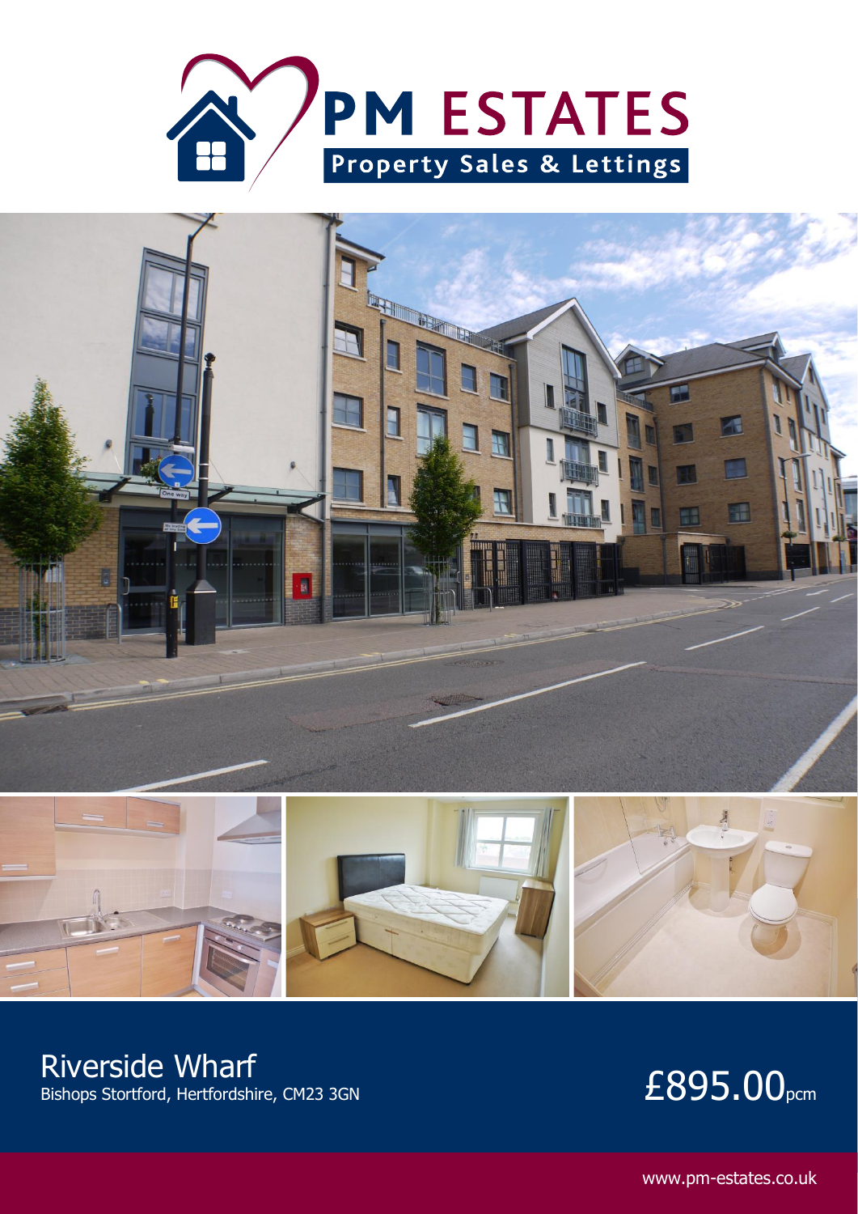PM ESTATES

Property Sales & Lettings

# Riverside Wharf

Bishops Stortford, Hertfordshire, CM23 3GN

£895.00pcm

www.pm-estates.co.uk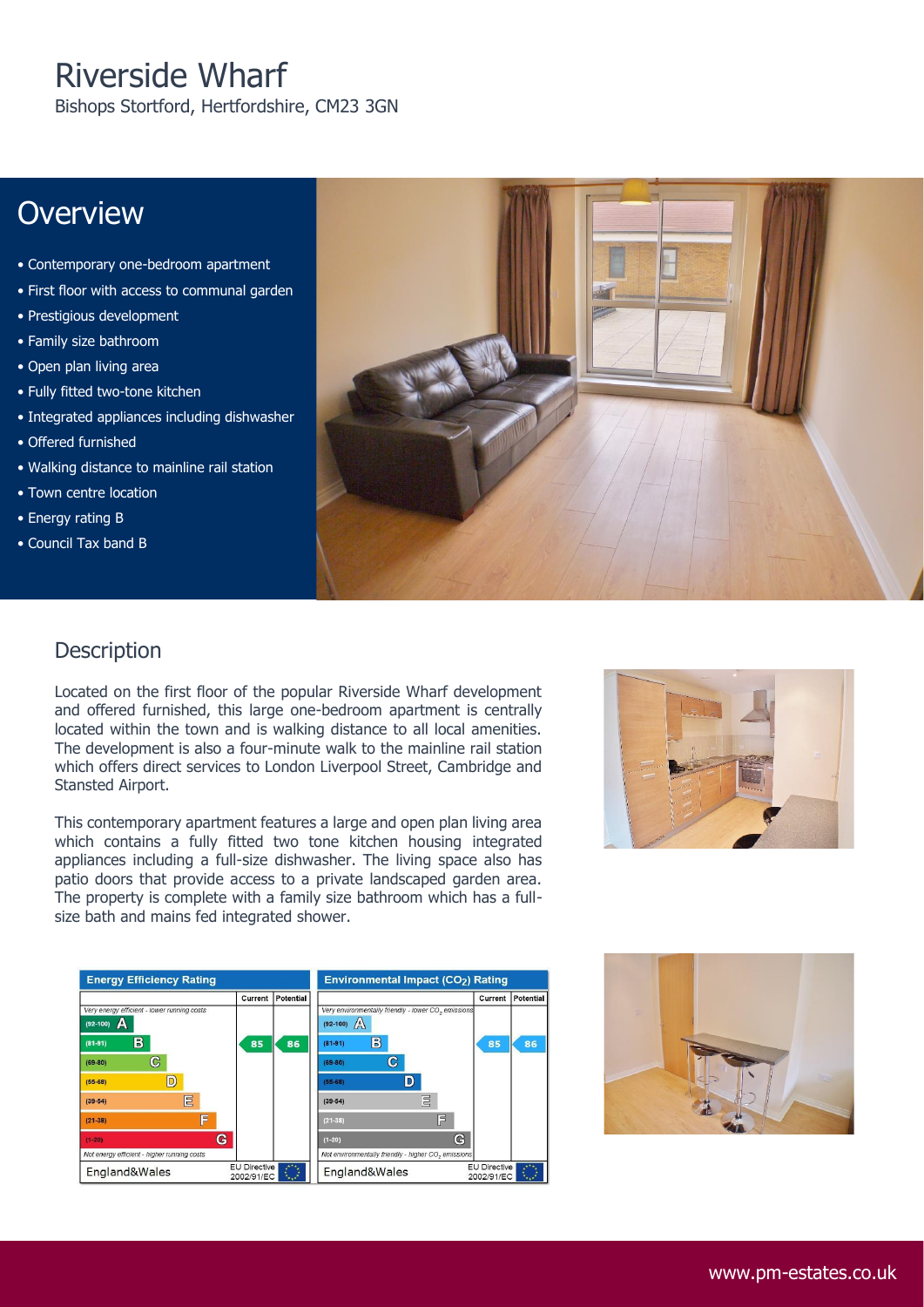# Riverside Wharf

Bishops Stortford, Hertfordshire, CM23 3GN

## Overview

- Contemporary one-bedroom apartment
- First floor with access to communal garden
- Prestigious development
- Family size bathroom
- Open plan living area
- Fully fitted two-tone kitchen
- Integrated appliances including dishwasher
- Offered furnished
- Walking distance to mainline rail station
- Town centre location
- Energy rating B
- Council Tax band B

## Description

Located on the first floor of the popular Riverside Wharf development and offered furnished, this large one-bedroom apartment is centrally located within the town and is walking distance to all local amenities. The development is also a four-minute walk to the mainline rail station which offers direct services to London Liverpool Street, Cambridge and Stansted Airport.

This contemporary apartment features a large and open plan living area which contains a fully fitted two tone kitchen housing integrated appliances including a full-size dishwasher. The living space also has patio doors that provide access to a private landscaped garden area. The property is complete with a family size bathroom which has a full-size bath and mains fed integrated shower.

| Energy Efficiency Rating | Current | Potential |
|---|---|---|
| *Very energy efficient - lower running costs* | | |
| (92-100) A | | |
| (81-91) B | 85 | 86 |
| (69-80) C | | |
| (55-68) D | | |
| (39-54) E | | |
| (21-38) F | | |
| (1-20) G | | |
| *Not energy efficient - higher running costs* | | |
| England&Wales | EU Directive 2002/91/EC | |

| Environmental Impact ($CO_2$) Rating | Current | Potential |
|---|---|---|
| *Very environmentally friendly - lower $CO_2$ emissions* | | |
| (92-100) A | | |
| (81-91) B | 85 | 86 |
| (69-80) C | | |
| (55-68) D | | |
| (39-54) E | | |
| (21-38) F | | |
| (1-20) G | | |
| *Not environmentally friendly - higher $CO_2$ emissions* | | |
| England&Wales | EU Directive 2002/91/EC | |

www.pm-estates.co.uk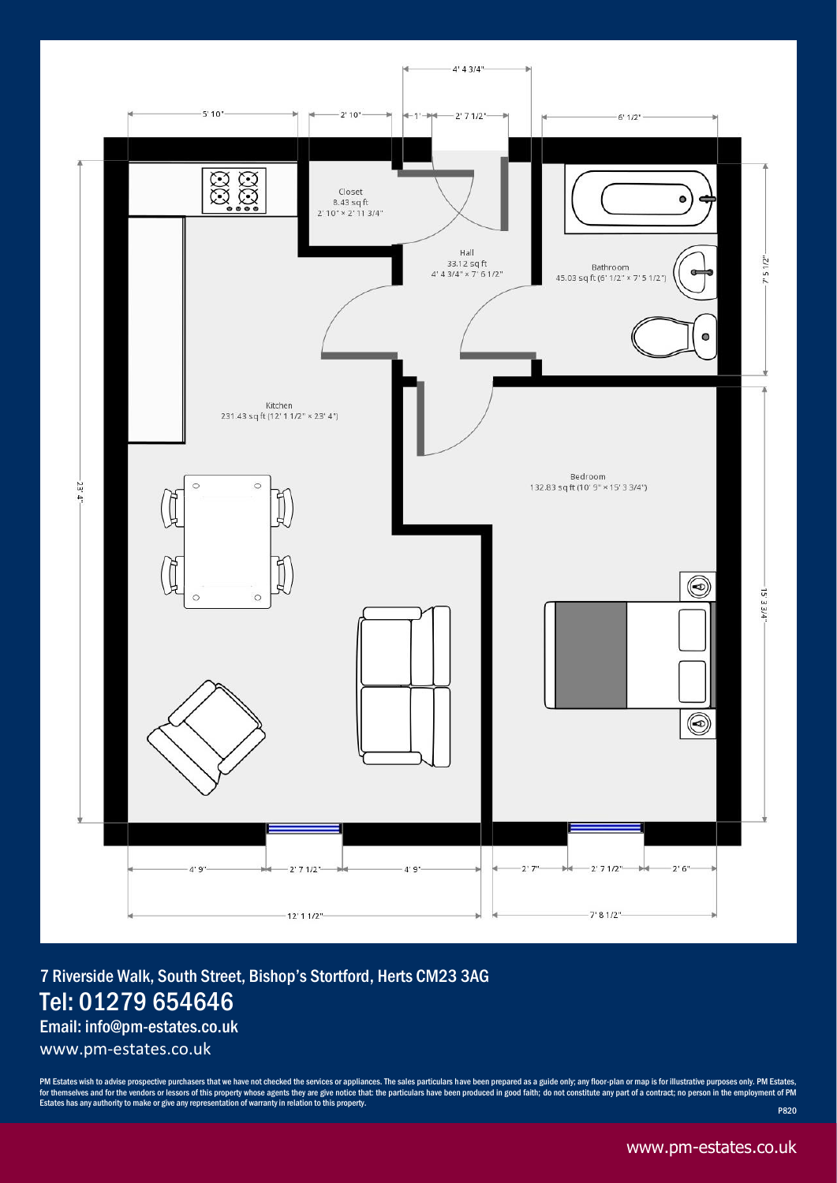Closet
8.43 sq ft
2' 10" × 2' 11 3/4"

Hall
33.12 sq ft
4' 4 3/4" × 7' 6 1/2"

Bathroom
45.03 sq ft (6' 1/2" × 7' 5 1/2")

Kitchen
231.43 sq ft (12' 1 1/2" × 23' 4")

Bedroom
132.83 sq ft (10' 9" × 15' 3 3/4")

5' 10"
2' 10"
4' 4 3/4"
1'
2' 7 1/2"
6' 1/2"
7' 5 1/2"
23' 4"
15' 3 3/4"
4' 9"
2' 7 1/2"
4' 9"
2' 7"
2' 7 1/2"
2' 6"
12' 1 1/2"
7' 8 1/2"

7 Riverside Walk, South Street, Bishop's Stortford, Herts CM23 3AG

Tel: 01279 654646

Email: info@pm-estates.co.uk

www.pm-estates.co.uk

PM Estates wish to advise prospective purchasers that we have not checked the services or appliances. The sales particulars have been prepared as a guide only; any floor-plan or map is for illustrative purposes only. PM Estates, for themselves and for the vendors or lessors of this property whose agents they are give notice that: the particulars have been produced in good faith; do not constitute any part of a contract; no person in the employment of PM Estates has any authority to make or give any representation of warranty in relation to this property.

P820

www.pm-estates.co.uk